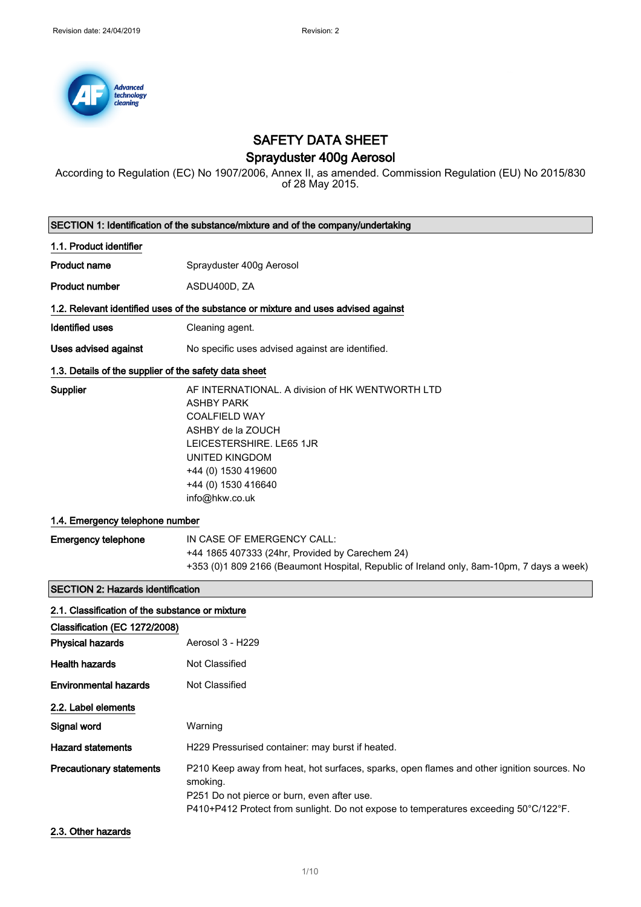# SAFETY DATA SHEET

## Sprayduster 400g Aerosol

According to Regulation (EC) No 1907/2006, Annex II, as amended. Commission Regulation (EU) No 2015/830 of 28 May 2015.

## SECTION 1: Identification of the substance/mixture and of the company/undertaking

### 1.1. Product identifier

| | |
|---|---|
| **Product name** | Sprayduster 400g Aerosol |
| **Product number** | ASDU400D, ZA |

### 1.2. Relevant identified uses of the substance or mixture and uses advised against

| | |
|---|---|
| **Identified uses** | Cleaning agent. |
| **Uses advised against** | No specific uses advised against are identified. |

### 1.3. Details of the supplier of the safety data sheet

**Supplier**

AF INTERNATIONAL. A division of HK WENTWORTH LTD
ASHBY PARK
COALFIELD WAY
ASHBY de la ZOUCH
LEICESTERSHIRE. LE65 1JR
UNITED KINGDOM
+44 (0) 1530 419600
+44 (0) 1530 416640
info@hkw.co.uk

### 1.4. Emergency telephone number

**Emergency telephone**

IN CASE OF EMERGENCY CALL:
+44 1865 407333 (24hr, Provided by Carechem 24)
+353 (0)1 809 2166 (Beaumont Hospital, Republic of Ireland only, 8am-10pm, 7 days a week)

## SECTION 2: Hazards identification

### 2.1. Classification of the substance or mixture

**Classification (EC 1272/2008)**

| | |
|---|---|
| **Physical hazards** | Aerosol 3 - H229 |
| **Health hazards** | Not Classified |
| **Environmental hazards** | Not Classified |

### 2.2. Label elements

| | |
|---|---|
| **Signal word** | Warning |
| **Hazard statements** | H229 Pressurised container: may burst if heated. |
| **Precautionary statements** | P210 Keep away from heat, hot surfaces, sparks, open flames and other ignition sources. No smoking.<br>P251 Do not pierce or burn, even after use.<br>P410+P412 Protect from sunlight. Do not expose to temperatures exceeding 50°C/122°F. |

### 2.3. Other hazards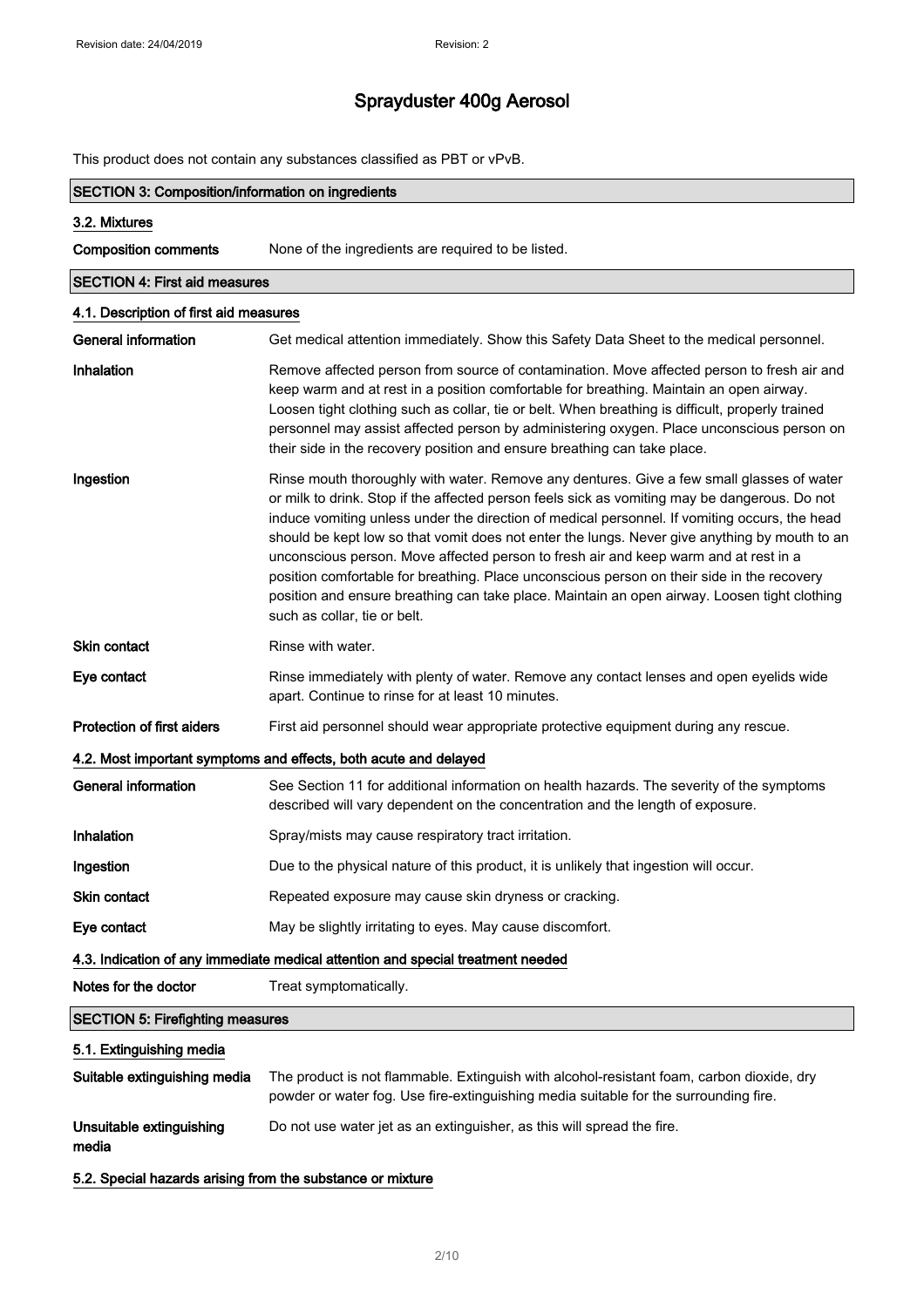This product does not contain any substances classified as PBT or vPvB.

## SECTION 3: Composition/information on ingredients

### 3.2. Mixtures

| | |
|---|---|
| **Composition comments** | None of the ingredients are required to be listed. |

## SECTION 4: First aid measures

### 4.1. Description of first aid measures

| | |
|---|---|
| **General information** | Get medical attention immediately. Show this Safety Data Sheet to the medical personnel. |
| **Inhalation** | Remove affected person from source of contamination. Move affected person to fresh air and keep warm and at rest in a position comfortable for breathing. Maintain an open airway. Loosen tight clothing such as collar, tie or belt. When breathing is difficult, properly trained personnel may assist affected person by administering oxygen. Place unconscious person on their side in the recovery position and ensure breathing can take place. |
| **Ingestion** | Rinse mouth thoroughly with water. Remove any dentures. Give a few small glasses of water or milk to drink. Stop if the affected person feels sick as vomiting may be dangerous. Do not induce vomiting unless under the direction of medical personnel. If vomiting occurs, the head should be kept low so that vomit does not enter the lungs. Never give anything by mouth to an unconscious person. Move affected person to fresh air and keep warm and at rest in a position comfortable for breathing. Place unconscious person on their side in the recovery position and ensure breathing can take place. Maintain an open airway. Loosen tight clothing such as collar, tie or belt. |
| **Skin contact** | Rinse with water. |
| **Eye contact** | Rinse immediately with plenty of water. Remove any contact lenses and open eyelids wide apart. Continue to rinse for at least 10 minutes. |
| **Protection of first aiders** | First aid personnel should wear appropriate protective equipment during any rescue. |

### 4.2. Most important symptoms and effects, both acute and delayed

| | |
|---|---|
| **General information** | See Section 11 for additional information on health hazards. The severity of the symptoms described will vary dependent on the concentration and the length of exposure. |
| **Inhalation** | Spray/mists may cause respiratory tract irritation. |
| **Ingestion** | Due to the physical nature of this product, it is unlikely that ingestion will occur. |
| **Skin contact** | Repeated exposure may cause skin dryness or cracking. |
| **Eye contact** | May be slightly irritating to eyes. May cause discomfort. |

### 4.3. Indication of any immediate medical attention and special treatment needed

| | |
|---|---|
| **Notes for the doctor** | Treat symptomatically. |

## SECTION 5: Firefighting measures

### 5.1. Extinguishing media

| | |
|---|---|
| **Suitable extinguishing media** | The product is not flammable. Extinguish with alcohol-resistant foam, carbon dioxide, dry powder or water fog. Use fire-extinguishing media suitable for the surrounding fire. |
| **Unsuitable extinguishing media** | Do not use water jet as an extinguisher, as this will spread the fire. |

### 5.2. Special hazards arising from the substance or mixture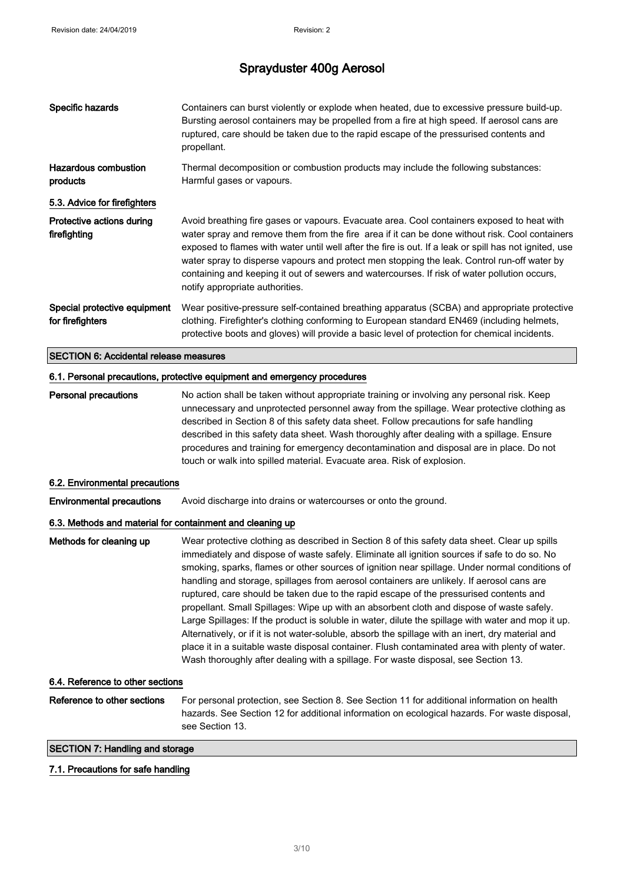| | |
|---|---|
| **Specific hazards** | Containers can burst violently or explode when heated, due to excessive pressure build-up. Bursting aerosol containers may be propelled from a fire at high speed. If aerosol cans are ruptured, care should be taken due to the rapid escape of the pressurised contents and propellant. |
| **Hazardous combustion products** | Thermal decomposition or combustion products may include the following substances: Harmful gases or vapours. |

### 5.3. Advice for firefighters

| | |
|---|---|
| **Protective actions during firefighting** | Avoid breathing fire gases or vapours. Evacuate area. Cool containers exposed to heat with water spray and remove them from the fire area if it can be done without risk. Cool containers exposed to flames with water until well after the fire is out. If a leak or spill has not ignited, use water spray to disperse vapours and protect men stopping the leak. Control run-off water by containing and keeping it out of sewers and watercourses. If risk of water pollution occurs, notify appropriate authorities. |
| **Special protective equipment for firefighters** | Wear positive-pressure self-contained breathing apparatus (SCBA) and appropriate protective clothing. Firefighter's clothing conforming to European standard EN469 (including helmets, protective boots and gloves) will provide a basic level of protection for chemical incidents. |

## SECTION 6: Accidental release measures

### 6.1. Personal precautions, protective equipment and emergency procedures

| | |
|---|---|
| **Personal precautions** | No action shall be taken without appropriate training or involving any personal risk. Keep unnecessary and unprotected personnel away from the spillage. Wear protective clothing as described in Section 8 of this safety data sheet. Follow precautions for safe handling described in this safety data sheet. Wash thoroughly after dealing with a spillage. Ensure procedures and training for emergency decontamination and disposal are in place. Do not touch or walk into spilled material. Evacuate area. Risk of explosion. |

### 6.2. Environmental precautions

| | |
|---|---|
| **Environmental precautions** | Avoid discharge into drains or watercourses or onto the ground. |

### 6.3. Methods and material for containment and cleaning up

| | |
|---|---|
| **Methods for cleaning up** | Wear protective clothing as described in Section 8 of this safety data sheet. Clear up spills immediately and dispose of waste safely. Eliminate all ignition sources if safe to do so. No smoking, sparks, flames or other sources of ignition near spillage. Under normal conditions of handling and storage, spillages from aerosol containers are unlikely. If aerosol cans are ruptured, care should be taken due to the rapid escape of the pressurised contents and propellant. Small Spillages: Wipe up with an absorbent cloth and dispose of waste safely. Large Spillages: If the product is soluble in water, dilute the spillage with water and mop it up. Alternatively, or if it is not water-soluble, absorb the spillage with an inert, dry material and place it in a suitable waste disposal container. Flush contaminated area with plenty of water. Wash thoroughly after dealing with a spillage. For waste disposal, see Section 13. |

### 6.4. Reference to other sections

| | |
|---|---|
| **Reference to other sections** | For personal protection, see Section 8. See Section 11 for additional information on health hazards. See Section 12 for additional information on ecological hazards. For waste disposal, see Section 13. |

## SECTION 7: Handling and storage

### 7.1. Precautions for safe handling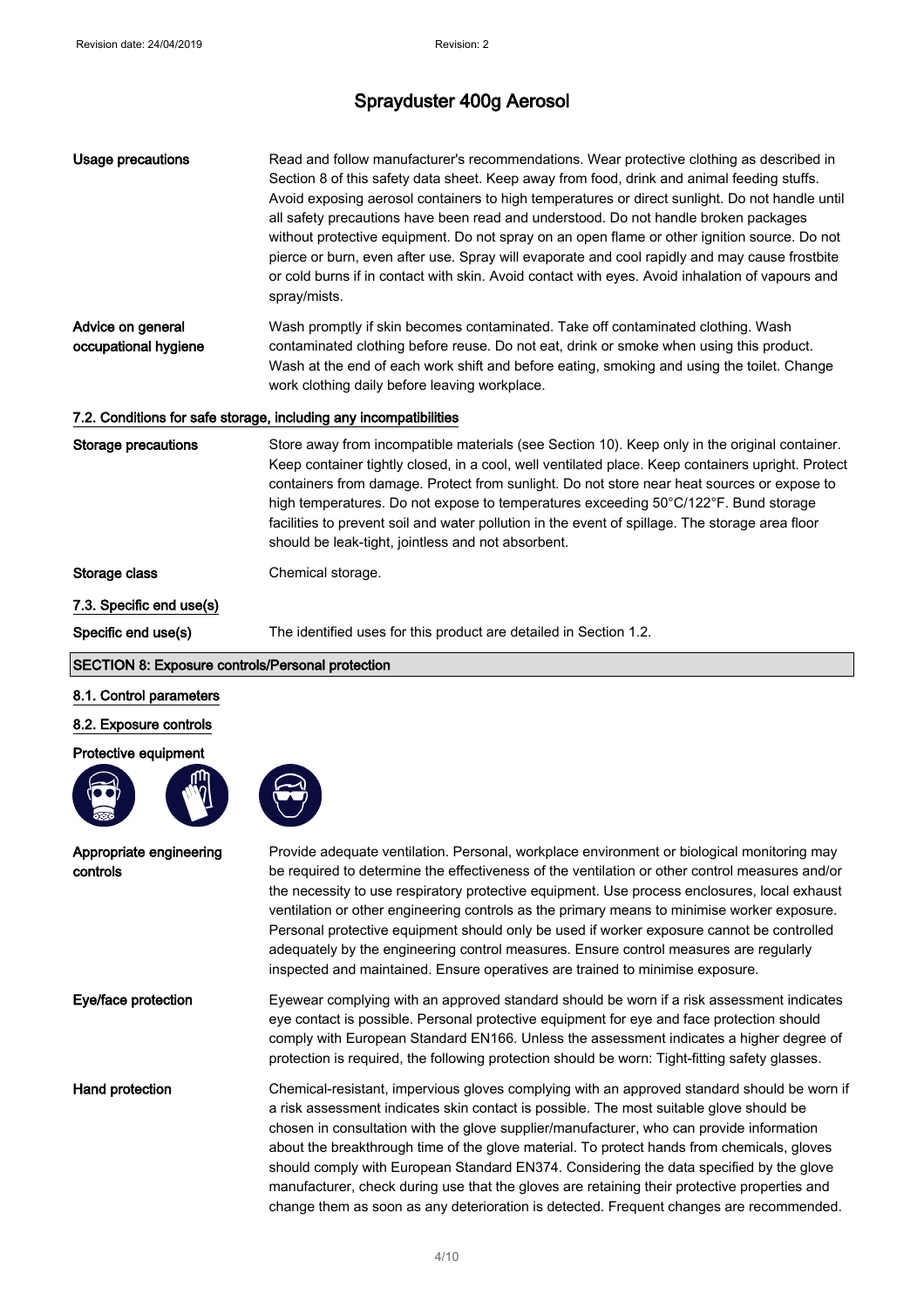# Sprayduster 400g Aerosol

**Usage precautions**

Read and follow manufacturer's recommendations. Wear protective clothing as described in Section 8 of this safety data sheet. Keep away from food, drink and animal feeding stuffs. Avoid exposing aerosol containers to high temperatures or direct sunlight. Do not handle until all safety precautions have been read and understood. Do not handle broken packages without protective equipment. Do not spray on an open flame or other ignition source. Do not pierce or burn, even after use. Spray will evaporate and cool rapidly and may cause frostbite or cold burns if in contact with skin. Avoid contact with eyes. Avoid inhalation of vapours and spray/mists.

**Advice on general occupational hygiene**

Wash promptly if skin becomes contaminated. Take off contaminated clothing. Wash contaminated clothing before reuse. Do not eat, drink or smoke when using this product. Wash at the end of each work shift and before eating, smoking and using the toilet. Change work clothing daily before leaving workplace.

### 7.2. Conditions for safe storage, including any incompatibilities

**Storage precautions**

Store away from incompatible materials (see Section 10). Keep only in the original container. Keep container tightly closed, in a cool, well ventilated place. Keep containers upright. Protect containers from damage. Protect from sunlight. Do not store near heat sources or expose to high temperatures. Do not expose to temperatures exceeding 50°C/122°F. Bund storage facilities to prevent soil and water pollution in the event of spillage. The storage area floor should be leak-tight, jointless and not absorbent.

**Storage class**

Chemical storage.

### 7.3. Specific end use(s)

**Specific end use(s)**

The identified uses for this product are detailed in Section 1.2.

## SECTION 8: Exposure controls/Personal protection

### 8.1. Control parameters

### 8.2. Exposure controls

**Protective equipment**

**Appropriate engineering controls**

Provide adequate ventilation. Personal, workplace environment or biological monitoring may be required to determine the effectiveness of the ventilation or other control measures and/or the necessity to use respiratory protective equipment. Use process enclosures, local exhaust ventilation or other engineering controls as the primary means to minimise worker exposure. Personal protective equipment should only be used if worker exposure cannot be controlled adequately by the engineering control measures. Ensure control measures are regularly inspected and maintained. Ensure operatives are trained to minimise exposure.

**Eye/face protection**

Eyewear complying with an approved standard should be worn if a risk assessment indicates eye contact is possible. Personal protective equipment for eye and face protection should comply with European Standard EN166. Unless the assessment indicates a higher degree of protection is required, the following protection should be worn: Tight-fitting safety glasses.

**Hand protection**

Chemical-resistant, impervious gloves complying with an approved standard should be worn if a risk assessment indicates skin contact is possible. The most suitable glove should be chosen in consultation with the glove supplier/manufacturer, who can provide information about the breakthrough time of the glove material. To protect hands from chemicals, gloves should comply with European Standard EN374. Considering the data specified by the glove manufacturer, check during use that the gloves are retaining their protective properties and change them as soon as any deterioration is detected. Frequent changes are recommended.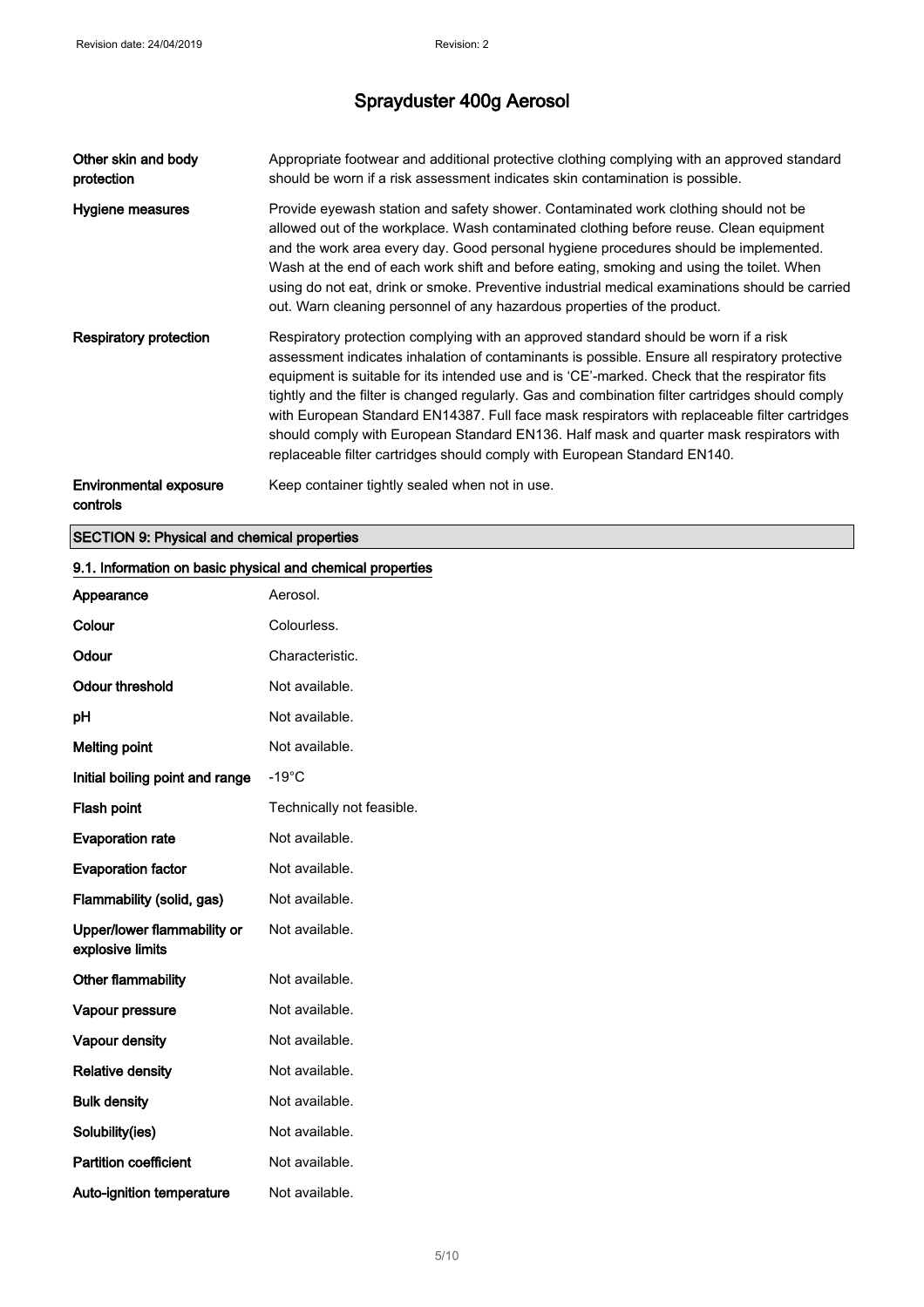| | |
|---|---|
| **Other skin and body protection** | Appropriate footwear and additional protective clothing complying with an approved standard should be worn if a risk assessment indicates skin contamination is possible. |
| **Hygiene measures** | Provide eyewash station and safety shower. Contaminated work clothing should not be allowed out of the workplace. Wash contaminated clothing before reuse. Clean equipment and the work area every day. Good personal hygiene procedures should be implemented. Wash at the end of each work shift and before eating, smoking and using the toilet. When using do not eat, drink or smoke. Preventive industrial medical examinations should be carried out. Warn cleaning personnel of any hazardous properties of the product. |
| **Respiratory protection** | Respiratory protection complying with an approved standard should be worn if a risk assessment indicates inhalation of contaminants is possible. Ensure all respiratory protective equipment is suitable for its intended use and is 'CE'-marked. Check that the respirator fits tightly and the filter is changed regularly. Gas and combination filter cartridges should comply with European Standard EN14387. Full face mask respirators with replaceable filter cartridges should comply with European Standard EN136. Half mask and quarter mask respirators with replaceable filter cartridges should comply with European Standard EN140. |
| **Environmental exposure controls** | Keep container tightly sealed when not in use. |

## SECTION 9: Physical and chemical properties

### 9.1. Information on basic physical and chemical properties

| | |
|---|---|
| **Appearance** | Aerosol. |
| **Colour** | Colourless. |
| **Odour** | Characteristic. |
| **Odour threshold** | Not available. |
| **pH** | Not available. |
| **Melting point** | Not available. |
| **Initial boiling point and range** | -19°C |
| **Flash point** | Technically not feasible. |
| **Evaporation rate** | Not available. |
| **Evaporation factor** | Not available. |
| **Flammability (solid, gas)** | Not available. |
| **Upper/lower flammability or explosive limits** | Not available. |
| **Other flammability** | Not available. |
| **Vapour pressure** | Not available. |
| **Vapour density** | Not available. |
| **Relative density** | Not available. |
| **Bulk density** | Not available. |
| **Solubility(ies)** | Not available. |
| **Partition coefficient** | Not available. |
| **Auto-ignition temperature** | Not available. |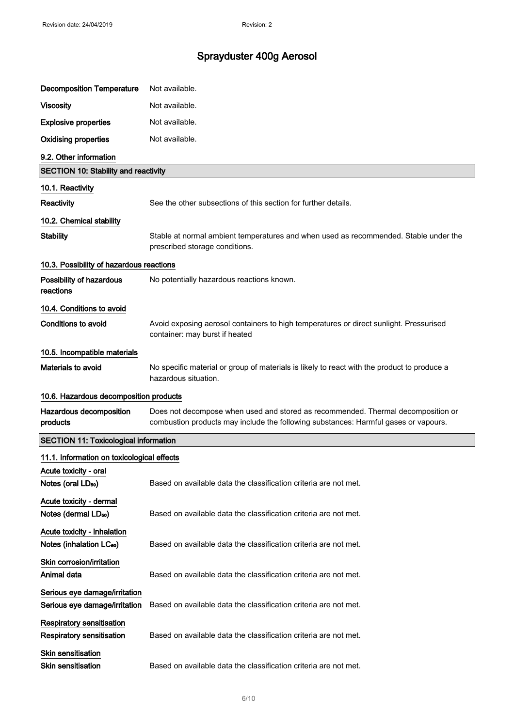| | |
|---|---|
| **Decomposition Temperature** | Not available. |
| **Viscosity** | Not available. |
| **Explosive properties** | Not available. |
| **Oxidising properties** | Not available. |

### 9.2. Other information

## SECTION 10: Stability and reactivity

### 10.1. Reactivity

**Reactivity** See the other subsections of this section for further details.

### 10.2. Chemical stability

**Stability** Stable at normal ambient temperatures and when used as recommended. Stable under the prescribed storage conditions.

### 10.3. Possibility of hazardous reactions

**Possibility of hazardous reactions** No potentially hazardous reactions known.

### 10.4. Conditions to avoid

**Conditions to avoid** Avoid exposing aerosol containers to high temperatures or direct sunlight. Pressurised container: may burst if heated

### 10.5. Incompatible materials

**Materials to avoid** No specific material or group of materials is likely to react with the product to produce a hazardous situation.

### 10.6. Hazardous decomposition products

**Hazardous decomposition products** Does not decompose when used and stored as recommended. Thermal decomposition or combustion products may include the following substances: Harmful gases or vapours.

## SECTION 11: Toxicological information

### 11.1. Information on toxicological effects

**Acute toxicity - oral**

**Notes (oral $LD_{50}$)** Based on available data the classification criteria are not met.

**Acute toxicity - dermal**

**Notes (dermal $LD_{50}$)** Based on available data the classification criteria are not met.

**Acute toxicity - inhalation**

**Notes (inhalation $LC_{50}$)** Based on available data the classification criteria are not met.

**Skin corrosion/irritation**

**Animal data** Based on available data the classification criteria are not met.

**Serious eye damage/irritation**

**Serious eye damage/irritation** Based on available data the classification criteria are not met.

**Respiratory sensitisation**

**Respiratory sensitisation** Based on available data the classification criteria are not met.

**Skin sensitisation**

**Skin sensitisation** Based on available data the classification criteria are not met.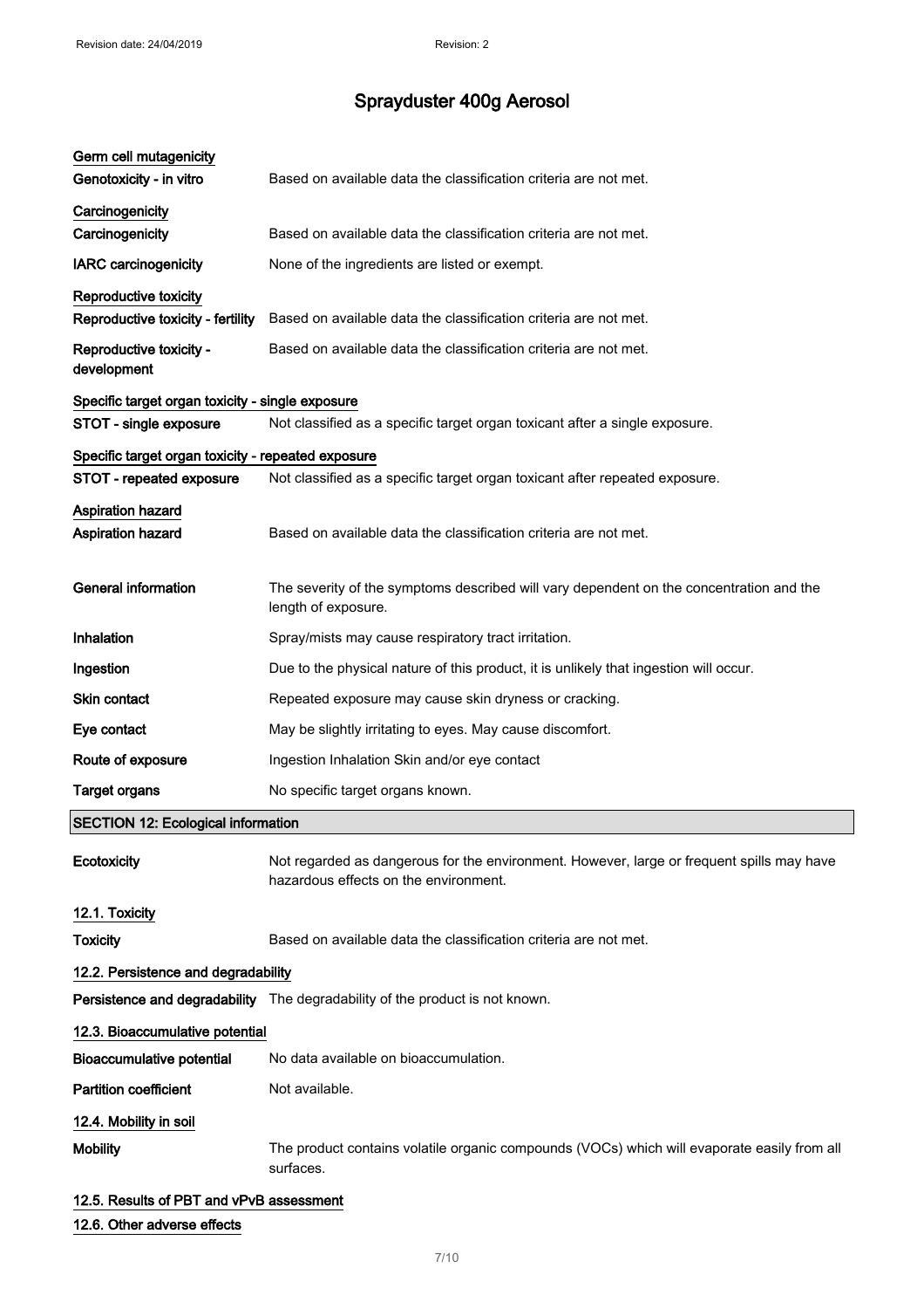# Sprayduster 400g Aerosol

**Germ cell mutagenicity**

| | |
|---|---|
| **Genotoxicity - in vitro** | Based on available data the classification criteria are not met. |

**Carcinogenicity**

| | |
|---|---|
| **Carcinogenicity** | Based on available data the classification criteria are not met. |
| **IARC carcinogenicity** | None of the ingredients are listed or exempt. |

**Reproductive toxicity**

| | |
|---|---|
| **Reproductive toxicity - fertility** | Based on available data the classification criteria are not met. |
| **Reproductive toxicity - development** | Based on available data the classification criteria are not met. |

**Specific target organ toxicity - single exposure**

| | |
|---|---|
| **STOT - single exposure** | Not classified as a specific target organ toxicant after a single exposure. |

**Specific target organ toxicity - repeated exposure**

| | |
|---|---|
| **STOT - repeated exposure** | Not classified as a specific target organ toxicant after repeated exposure. |

**Aspiration hazard**

| | |
|---|---|
| **Aspiration hazard** | Based on available data the classification criteria are not met. |

| | |
|---|---|
| **General information** | The severity of the symptoms described will vary dependent on the concentration and the length of exposure. |
| **Inhalation** | Spray/mists may cause respiratory tract irritation. |
| **Ingestion** | Due to the physical nature of this product, it is unlikely that ingestion will occur. |
| **Skin contact** | Repeated exposure may cause skin dryness or cracking. |
| **Eye contact** | May be slightly irritating to eyes. May cause discomfort. |
| **Route of exposure** | Ingestion Inhalation Skin and/or eye contact |
| **Target organs** | No specific target organs known. |

## SECTION 12: Ecological information

| | |
|---|---|
| **Ecotoxicity** | Not regarded as dangerous for the environment. However, large or frequent spills may have hazardous effects on the environment. |

**12.1. Toxicity**

| | |
|---|---|
| **Toxicity** | Based on available data the classification criteria are not met. |

**12.2. Persistence and degradability**

| | |
|---|---|
| **Persistence and degradability** | The degradability of the product is not known. |

**12.3. Bioaccumulative potential**

| | |
|---|---|
| **Bioaccumulative potential** | No data available on bioaccumulation. |
| **Partition coefficient** | Not available. |

**12.4. Mobility in soil**

| | |
|---|---|
| **Mobility** | The product contains volatile organic compounds (VOCs) which will evaporate easily from all surfaces. |

**12.5. Results of PBT and vPvB assessment**

**12.6. Other adverse effects**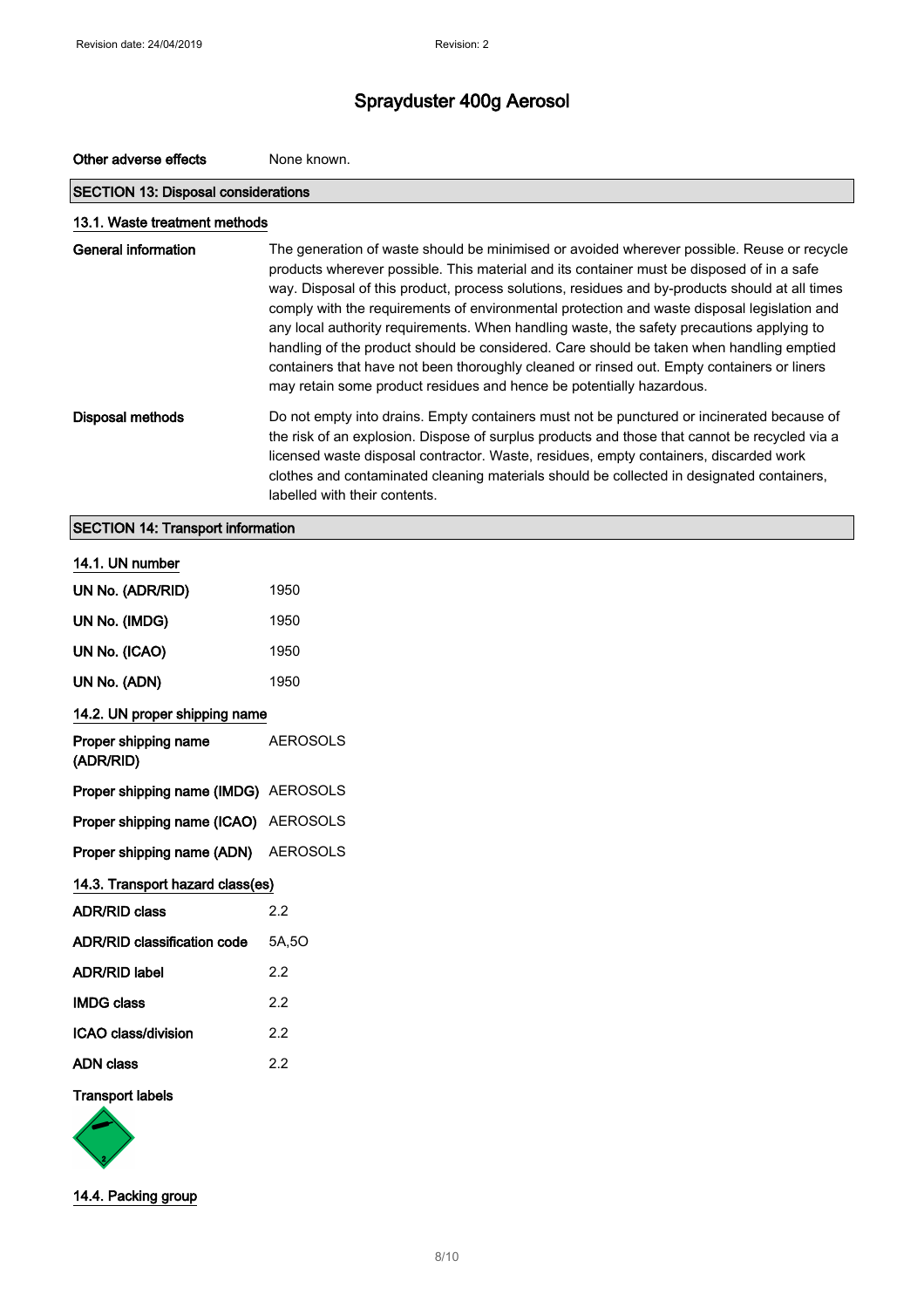# Sprayduster 400g Aerosol

| | |
|---|---|
| **Other adverse effects** | None known. |

## SECTION 13: Disposal considerations

### 13.1. Waste treatment methods

| | |
|---|---|
| **General information** | The generation of waste should be minimised or avoided wherever possible. Reuse or recycle products wherever possible. This material and its container must be disposed of in a safe way. Disposal of this product, process solutions, residues and by-products should at all times comply with the requirements of environmental protection and waste disposal legislation and any local authority requirements. When handling waste, the safety precautions applying to handling of the product should be considered. Care should be taken when handling emptied containers that have not been thoroughly cleaned or rinsed out. Empty containers or liners may retain some product residues and hence be potentially hazardous. |
| **Disposal methods** | Do not empty into drains. Empty containers must not be punctured or incinerated because of the risk of an explosion. Dispose of surplus products and those that cannot be recycled via a licensed waste disposal contractor. Waste, residues, empty containers, discarded work clothes and contaminated cleaning materials should be collected in designated containers, labelled with their contents. |

## SECTION 14: Transport information

### 14.1. UN number

| | |
|---|---|
| **UN No. (ADR/RID)** | 1950 |
| **UN No. (IMDG)** | 1950 |
| **UN No. (ICAO)** | 1950 |
| **UN No. (ADN)** | 1950 |

### 14.2. UN proper shipping name

| | |
|---|---|
| **Proper shipping name (ADR/RID)** | AEROSOLS |
| **Proper shipping name (IMDG)** | AEROSOLS |
| **Proper shipping name (ICAO)** | AEROSOLS |
| **Proper shipping name (ADN)** | AEROSOLS |

### 14.3. Transport hazard class(es)

| | |
|---|---|
| **ADR/RID class** | 2.2 |
| **ADR/RID classification code** | 5A,5O |
| **ADR/RID label** | 2.2 |
| **IMDG class** | 2.2 |
| **ICAO class/division** | 2.2 |
| **ADN class** | 2.2 |

**Transport labels**

### 14.4. Packing group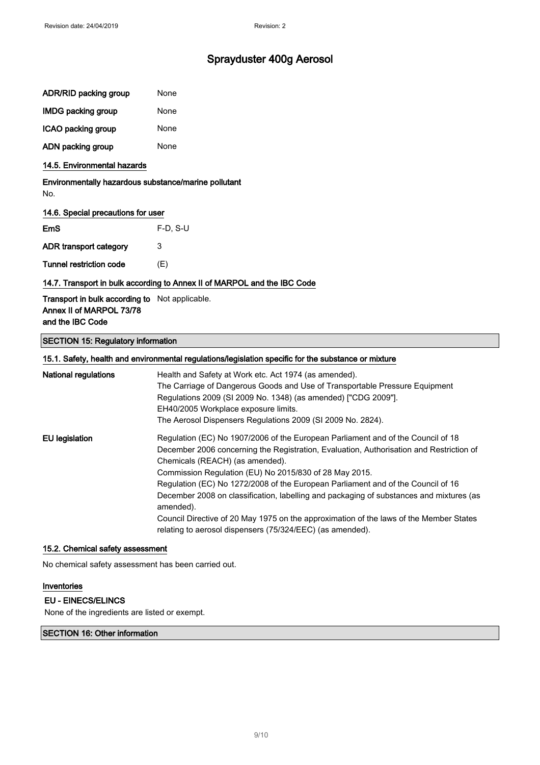| | |
|---|---|
| **ADR/RID packing group** | None |
| **IMDG packing group** | None |
| **ICAO packing group** | None |
| **ADN packing group** | None |

### 14.5. Environmental hazards

**Environmentally hazardous substance/marine pollutant**

No.

### 14.6. Special precautions for user

| | |
|---|---|
| **EmS** | F-D, S-U |
| **ADR transport category** | 3 |
| **Tunnel restriction code** | (E) |

### 14.7. Transport in bulk according to Annex II of MARPOL and the IBC Code

| | |
|---|---|
| **Transport in bulk according to Annex II of MARPOL 73/78 and the IBC Code** | Not applicable. |

## SECTION 15: Regulatory information

### 15.1. Safety, health and environmental regulations/legislation specific for the substance or mixture

**National regulations**

Health and Safety at Work etc. Act 1974 (as amended).
The Carriage of Dangerous Goods and Use of Transportable Pressure Equipment Regulations 2009 (SI 2009 No. 1348) (as amended) ["CDG 2009"].
EH40/2005 Workplace exposure limits.
The Aerosol Dispensers Regulations 2009 (SI 2009 No. 2824).

**EU legislation**

Regulation (EC) No 1907/2006 of the European Parliament and of the Council of 18 December 2006 concerning the Registration, Evaluation, Authorisation and Restriction of Chemicals (REACH) (as amended).
Commission Regulation (EU) No 2015/830 of 28 May 2015.
Regulation (EC) No 1272/2008 of the European Parliament and of the Council of 16 December 2008 on classification, labelling and packaging of substances and mixtures (as amended).
Council Directive of 20 May 1975 on the approximation of the laws of the Member States relating to aerosol dispensers (75/324/EEC) (as amended).

### 15.2. Chemical safety assessment

No chemical safety assessment has been carried out.

### Inventories

**EU - EINECS/ELINCS**

None of the ingredients are listed or exempt.

## SECTION 16: Other information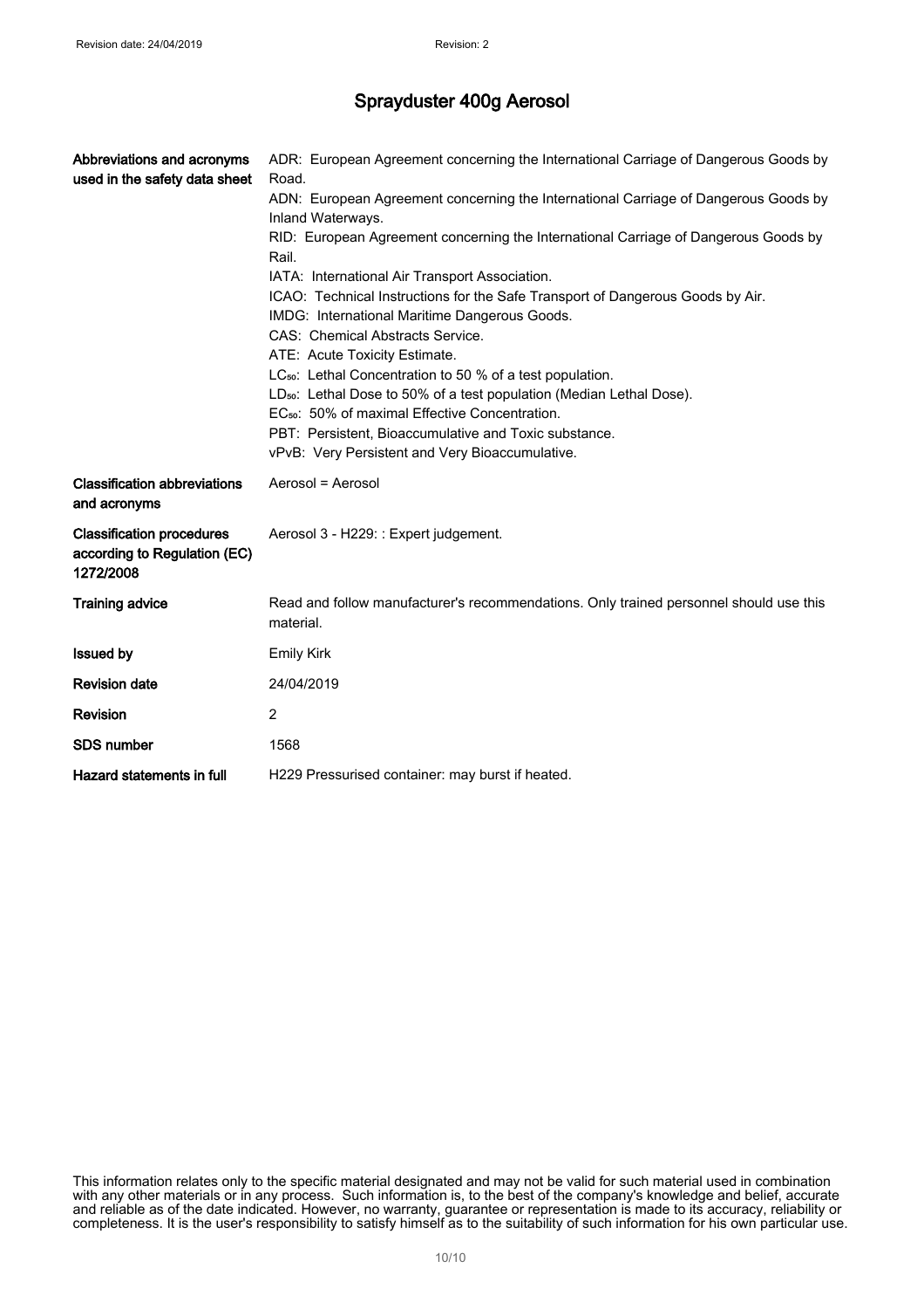| | |
|---|---|
| **Abbreviations and acronyms used in the safety data sheet** | ADR: European Agreement concerning the International Carriage of Dangerous Goods by Road.<br>ADN: European Agreement concerning the International Carriage of Dangerous Goods by Inland Waterways.<br>RID: European Agreement concerning the International Carriage of Dangerous Goods by Rail.<br>IATA: International Air Transport Association.<br>ICAO: Technical Instructions for the Safe Transport of Dangerous Goods by Air.<br>IMDG: International Maritime Dangerous Goods.<br>CAS: Chemical Abstracts Service.<br>ATE: Acute Toxicity Estimate.<br>$LC_{50}$: Lethal Concentration to 50 % of a test population.<br>$LD_{50}$: Lethal Dose to 50% of a test population (Median Lethal Dose).<br>$EC_{50}$: 50% of maximal Effective Concentration.<br>PBT: Persistent, Bioaccumulative and Toxic substance.<br>vPvB: Very Persistent and Very Bioaccumulative. |
| **Classification abbreviations and acronyms** | Aerosol = Aerosol |
| **Classification procedures according to Regulation (EC) 1272/2008** | Aerosol 3 - H229: : Expert judgement. |
| **Training advice** | Read and follow manufacturer's recommendations. Only trained personnel should use this material. |
| **Issued by** | Emily Kirk |
| **Revision date** | 24/04/2019 |
| **Revision** | 2 |
| **SDS number** | 1568 |
| **Hazard statements in full** | H229 Pressurised container: may burst if heated. |

This information relates only to the specific material designated and may not be valid for such material used in combination with any other materials or in any process. Such information is, to the best of the company's knowledge and belief, accurate and reliable as of the date indicated. However, no warranty, guarantee or representation is made to its accuracy, reliability or completeness. It is the user's responsibility to satisfy himself as to the suitability of such information for his own particular use.